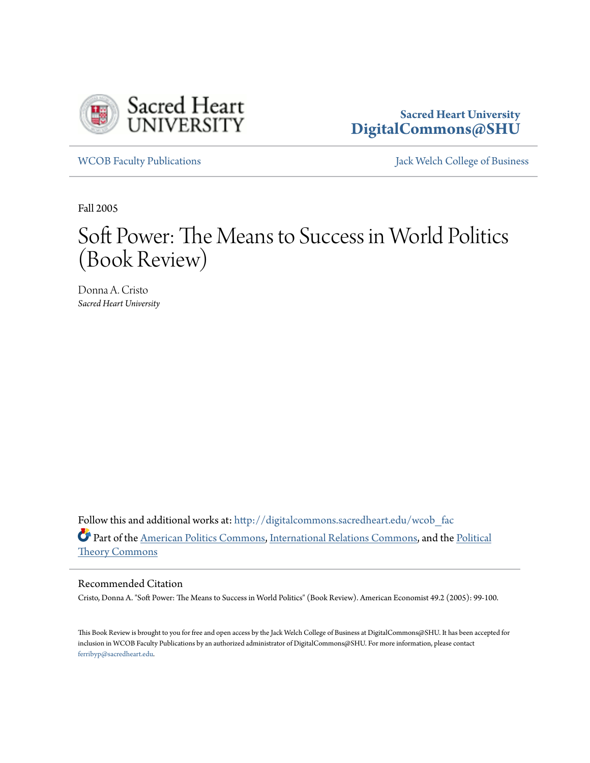Sacred Heart University
DigitalCommons@SHU

WCOB Faculty Publications

Jack Welch College of Business

Fall 2005

# Soft Power: The Means to Success in World Politics (Book Review)

Donna A. Cristo
*Sacred Heart University*

Follow this and additional works at: http://digitalcommons.sacredheart.edu/wcob_fac

Part of the American Politics Commons, International Relations Commons, and the Political Theory Commons

## Recommended Citation

Cristo, Donna A. "Soft Power: The Means to Success in World Politics" (Book Review). American Economist 49.2 (2005): 99-100.

This Book Review is brought to you for free and open access by the Jack Welch College of Business at DigitalCommons@SHU. It has been accepted for inclusion in WCOB Faculty Publications by an authorized administrator of DigitalCommons@SHU. For more information, please contact ferribyp@sacredheart.edu.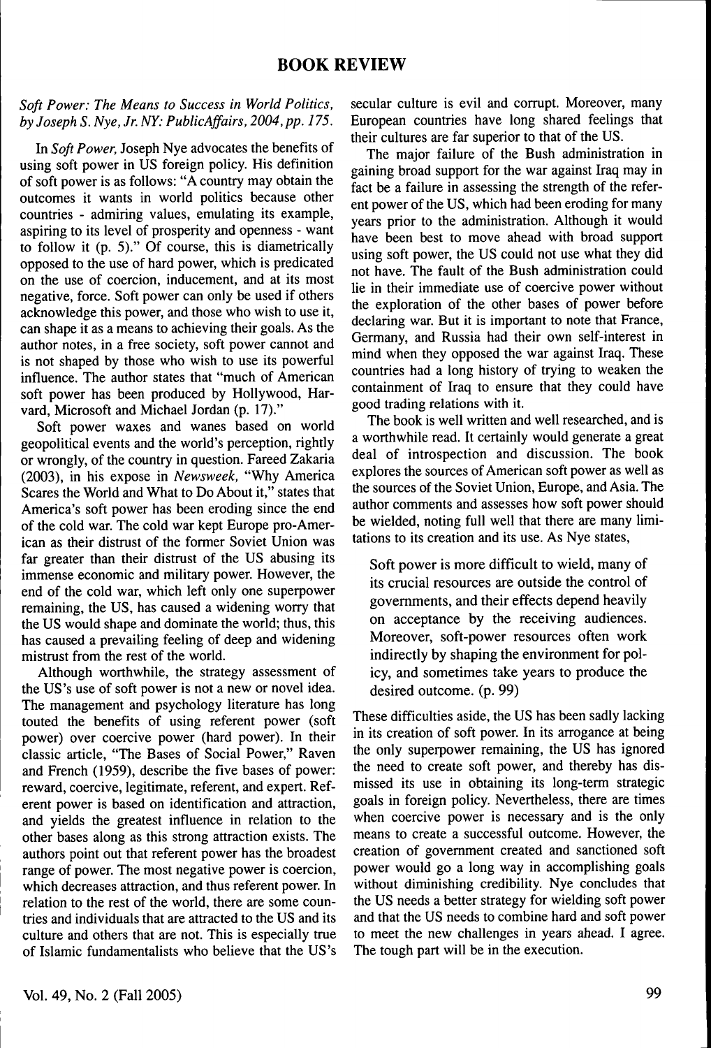# BOOK REVIEW

*Soft Power: The Means to Success in World Politics*, by Joseph S. Nye, Jr. NY: PublicAffairs, 2004, pp. 175.

In *Soft Power,* Joseph Nye advocates the benefits of using soft power in US foreign policy. His definition of soft power is as follows: "A country may obtain the outcomes it wants in world politics because other countries - admiring values, emulating its example, aspiring to its level of prosperity and openness - want to follow it (p. 5)." Of course, this is diametrically opposed to the use of hard power, which is predicated on the use of coercion, inducement, and at its most negative, force. Soft power can only be used if others acknowledge this power, and those who wish to use it, can shape it as a means to achieving their goals. As the author notes, in a free society, soft power cannot and is not shaped by those who wish to use its powerful influence. The author states that "much of American soft power has been produced by Hollywood, Harvard, Microsoft and Michael Jordan (p. 17)."

Soft power waxes and wanes based on world geopolitical events and the world's perception, rightly or wrongly, of the country in question. Fareed Zakaria (2003), in his expose in *Newsweek,* "Why America Scares the World and What to Do About it," states that America's soft power has been eroding since the end of the cold war. The cold war kept Europe pro-American as their distrust of the former Soviet Union was far greater than their distrust of the US abusing its immense economic and military power. However, the end of the cold war, which left only one superpower remaining, the US, has caused a widening worry that the US would shape and dominate the world; thus, this has caused a prevailing feeling of deep and widening mistrust from the rest of the world.

Although worthwhile, the strategy assessment of the US's use of soft power is not a new or novel idea. The management and psychology literature has long touted the benefits of using referent power (soft power) over coercive power (hard power). In their classic article, "The Bases of Social Power," Raven and French (1959), describe the five bases of power: reward, coercive, legitimate, referent, and expert. Referent power is based on identification and attraction, and yields the greatest influence in relation to the other bases along as this strong attraction exists. The authors point out that referent power has the broadest range of power. The most negative power is coercion, which decreases attraction, and thus referent power. In relation to the rest of the world, there are some countries and individuals that are attracted to the US and its culture and others that are not. This is especially true of Islamic fundamentalists who believe that the US's secular culture is evil and corrupt. Moreover, many European countries have long shared feelings that their cultures are far superior to that of the US.

The major failure of the Bush administration in gaining broad support for the war against Iraq may in fact be a failure in assessing the strength of the referent power of the US, which had been eroding for many years prior to the administration. Although it would have been best to move ahead with broad support using soft power, the US could not use what they did not have. The fault of the Bush administration could lie in their immediate use of coercive power without the exploration of the other bases of power before declaring war. But it is important to note that France, Germany, and Russia had their own self-interest in mind when they opposed the war against Iraq. These countries had a long history of trying to weaken the containment of Iraq to ensure that they could have good trading relations with it.

The book is well written and well researched, and is a worthwhile read. It certainly would generate a great deal of introspection and discussion. The book explores the sources of American soft power as well as the sources of the Soviet Union, Europe, and Asia. The author comments and assesses how soft power should be wielded, noting full well that there are many limitations to its creation and its use. As Nye states,

> Soft power is more difficult to wield, many of its crucial resources are outside the control of governments, and their effects depend heavily on acceptance by the receiving audiences. Moreover, soft-power resources often work indirectly by shaping the environment for policy, and sometimes take years to produce the desired outcome. (p. 99)

These difficulties aside, the US has been sadly lacking in its creation of soft power. In its arrogance at being the only superpower remaining, the US has ignored the need to create soft power, and thereby has dismissed its use in obtaining its long-term strategic goals in foreign policy. Nevertheless, there are times when coercive power is necessary and is the only means to create a successful outcome. However, the creation of government created and sanctioned soft power would go a long way in accomplishing goals without diminishing credibility. Nye concludes that the US needs a better strategy for wielding soft power and that the US needs to combine hard and soft power to meet the new challenges in years ahead. I agree. The tough part will be in the execution.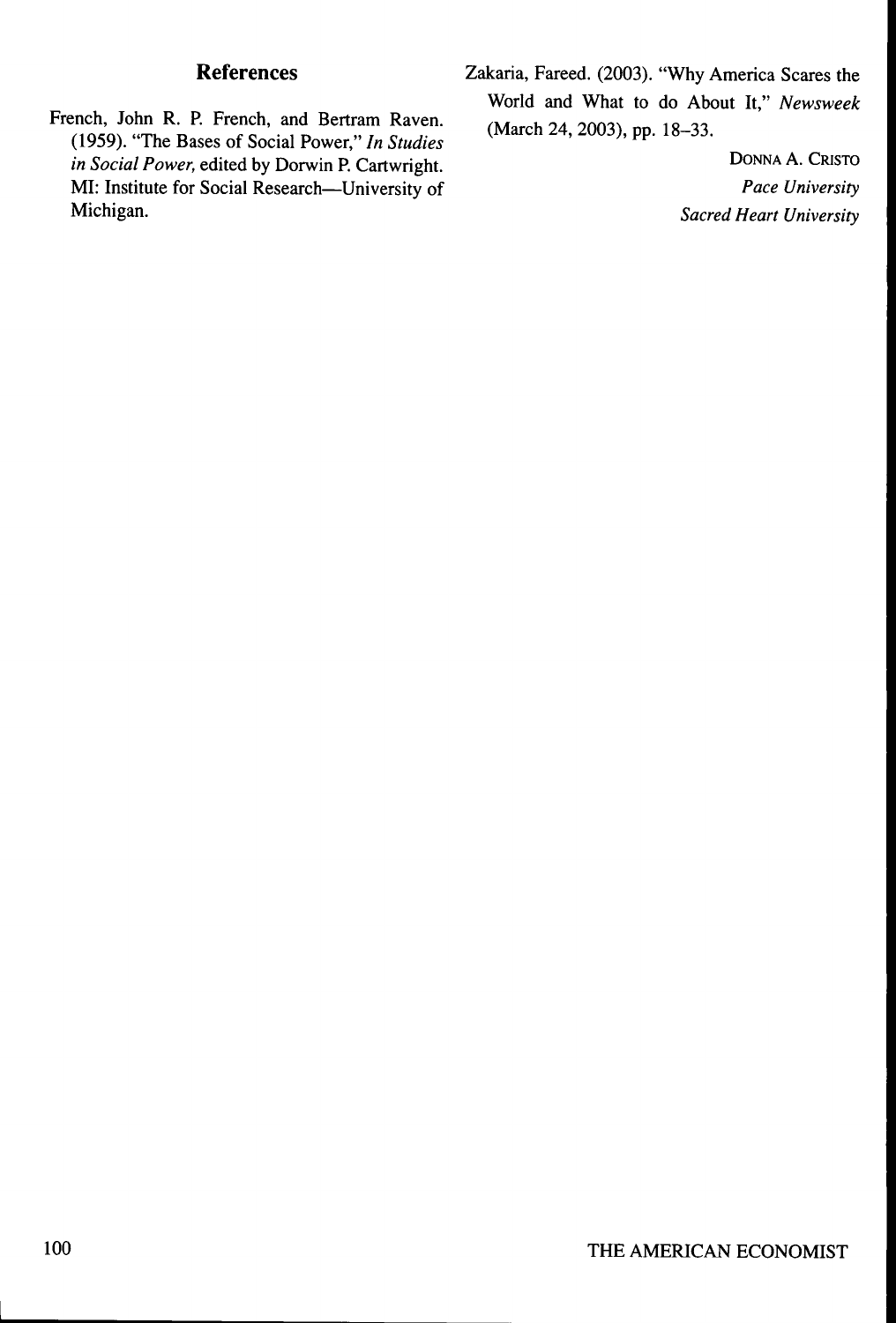## References

French, John R. P. French, and Bertram Raven. (1959). "The Bases of Social Power," *In Studies in Social Power,* edited by Dorwin P. Cartwright. MI: Institute for Social Research—University of Michigan.

Zakaria, Fareed. (2003). "Why America Scares the World and What to do About It," *Newsweek* (March 24, 2003), pp. 18–33.

DONNA A. CRISTO
*Pace University*
*Sacred Heart University*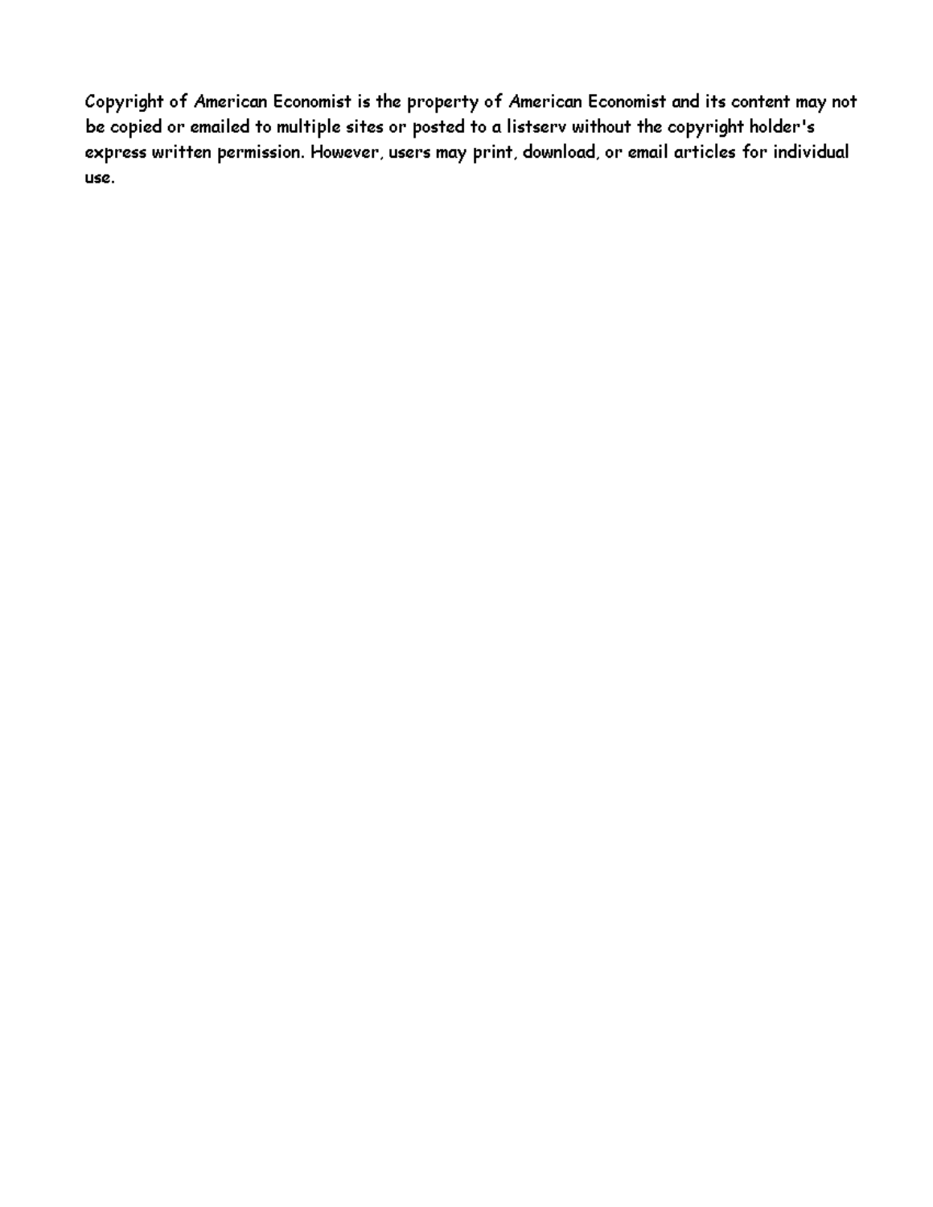Copyright of American Economist is the property of American Economist and its content may not be copied or emailed to multiple sites or posted to a listserv without the copyright holder's express written permission. However, users may print, download, or email articles for individual use.